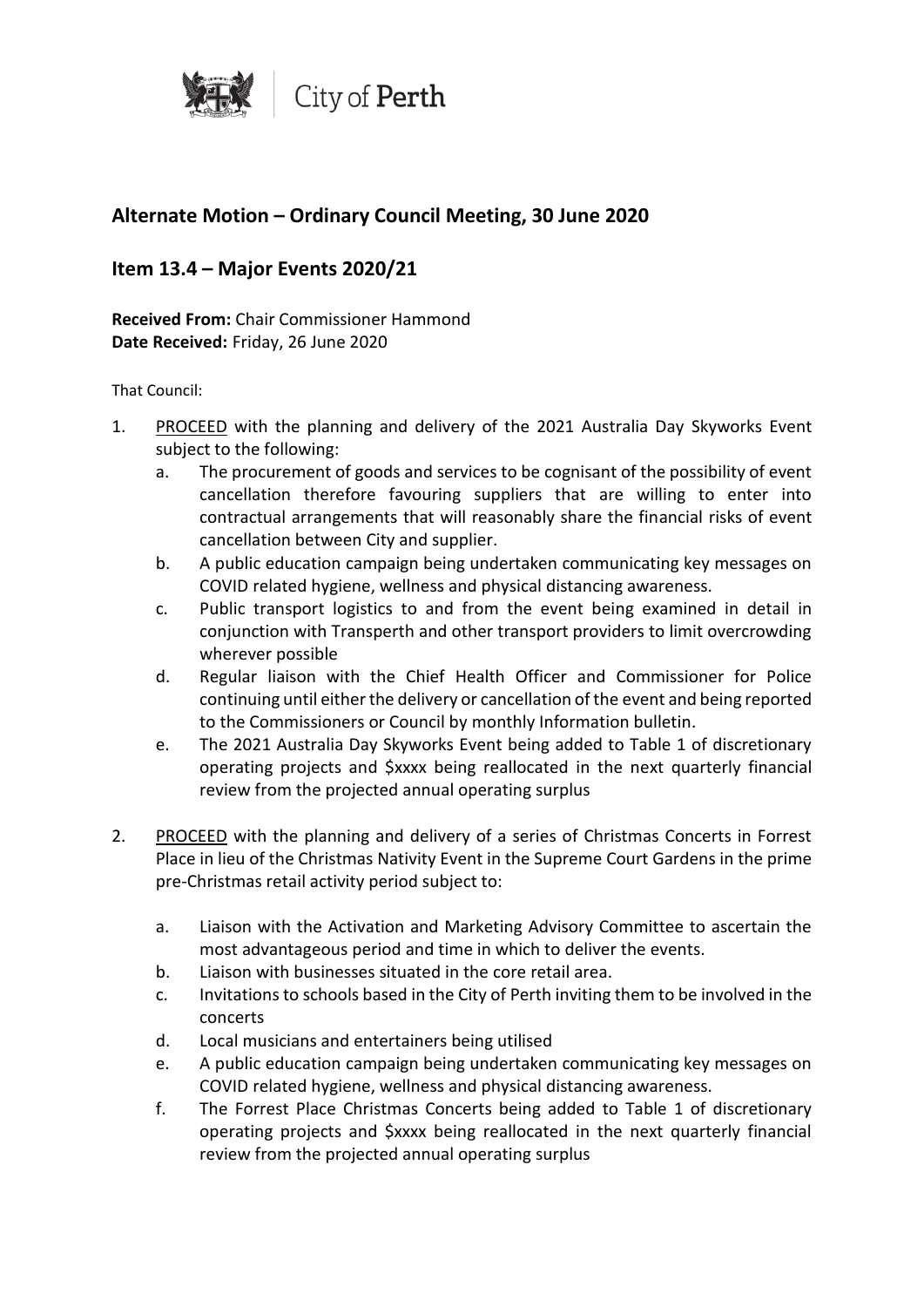City of Perth

## Alternate Motion – Ordinary Council Meeting, 30 June 2020

## Item 13.4 – Major Events 2020/21

**Received From:** Chair Commissioner Hammond
**Date Received:** Friday, 26 June 2020

That Council:

1. PROCEED with the planning and delivery of the 2021 Australia Day Skyworks Event subject to the following:
   a. The procurement of goods and services to be cognisant of the possibility of event cancellation therefore favouring suppliers that are willing to enter into contractual arrangements that will reasonably share the financial risks of event cancellation between City and supplier.
   b. A public education campaign being undertaken communicating key messages on COVID related hygiene, wellness and physical distancing awareness.
   c. Public transport logistics to and from the event being examined in detail in conjunction with Transperth and other transport providers to limit overcrowding wherever possible
   d. Regular liaison with the Chief Health Officer and Commissioner for Police continuing until either the delivery or cancellation of the event and being reported to the Commissioners or Council by monthly Information bulletin.
   e. The 2021 Australia Day Skyworks Event being added to Table 1 of discretionary operating projects and $xxxx being reallocated in the next quarterly financial review from the projected annual operating surplus

2. PROCEED with the planning and delivery of a series of Christmas Concerts in Forrest Place in lieu of the Christmas Nativity Event in the Supreme Court Gardens in the prime pre-Christmas retail activity period subject to:

   a. Liaison with the Activation and Marketing Advisory Committee to ascertain the most advantageous period and time in which to deliver the events.
   b. Liaison with businesses situated in the core retail area.
   c. Invitations to schools based in the City of Perth inviting them to be involved in the concerts
   d. Local musicians and entertainers being utilised
   e. A public education campaign being undertaken communicating key messages on COVID related hygiene, wellness and physical distancing awareness.
   f. The Forrest Place Christmas Concerts being added to Table 1 of discretionary operating projects and $xxxx being reallocated in the next quarterly financial review from the projected annual operating surplus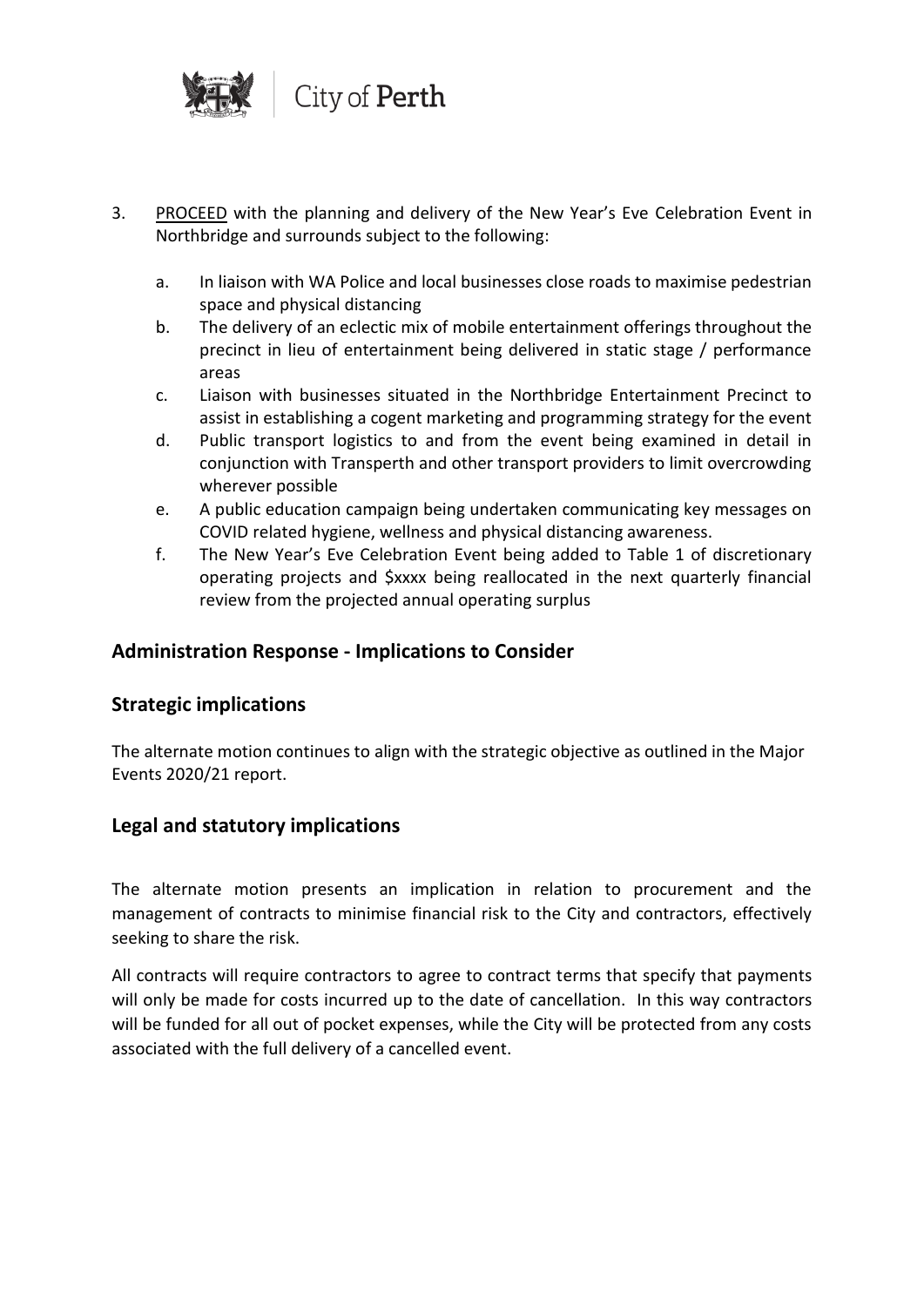3. <u>PROCEED</u> with the planning and delivery of the New Year's Eve Celebration Event in Northbridge and surrounds subject to the following:

   a. In liaison with WA Police and local businesses close roads to maximise pedestrian space and physical distancing
   b. The delivery of an eclectic mix of mobile entertainment offerings throughout the precinct in lieu of entertainment being delivered in static stage / performance areas
   c. Liaison with businesses situated in the Northbridge Entertainment Precinct to assist in establishing a cogent marketing and programming strategy for the event
   d. Public transport logistics to and from the event being examined in detail in conjunction with Transperth and other transport providers to limit overcrowding wherever possible
   e. A public education campaign being undertaken communicating key messages on COVID related hygiene, wellness and physical distancing awareness.
   f. The New Year's Eve Celebration Event being added to Table 1 of discretionary operating projects and $xxxx being reallocated in the next quarterly financial review from the projected annual operating surplus

## Administration Response - Implications to Consider

## Strategic implications

The alternate motion continues to align with the strategic objective as outlined in the Major Events 2020/21 report.

## Legal and statutory implications

The alternate motion presents an implication in relation to procurement and the management of contracts to minimise financial risk to the City and contractors, effectively seeking to share the risk.

All contracts will require contractors to agree to contract terms that specify that payments will only be made for costs incurred up to the date of cancellation. In this way contractors will be funded for all out of pocket expenses, while the City will be protected from any costs associated with the full delivery of a cancelled event.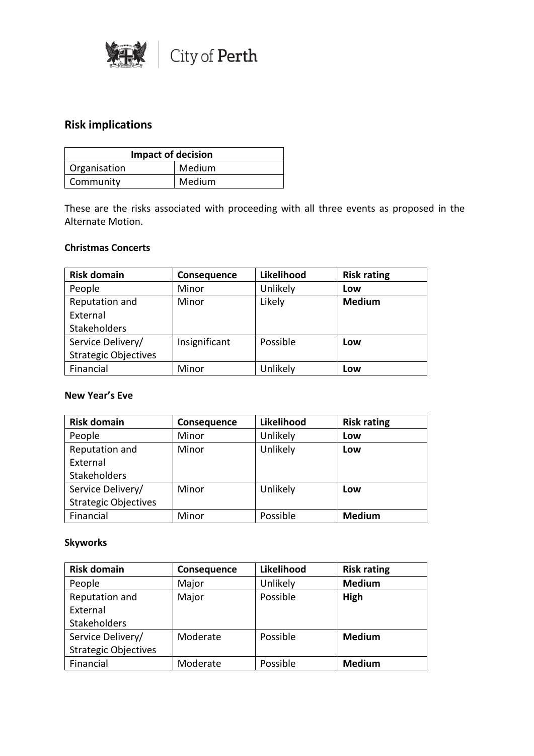## Risk implications

| Impact of decision | |
|---|---|
| Organisation | Medium |
| Community | Medium |

These are the risks associated with proceeding with all three events as proposed in the Alternate Motion.

**Christmas Concerts**

| Risk domain | Consequence | Likelihood | Risk rating |
|---|---|---|---|
| People | Minor | Unlikely | **Low** |
| Reputation and External Stakeholders | Minor | Likely | **Medium** |
| Service Delivery/ Strategic Objectives | Insignificant | Possible | **Low** |
| Financial | Minor | Unlikely | **Low** |

**New Year's Eve**

| Risk domain | Consequence | Likelihood | Risk rating |
|---|---|---|---|
| People | Minor | Unlikely | **Low** |
| Reputation and External Stakeholders | Minor | Unlikely | **Low** |
| Service Delivery/ Strategic Objectives | Minor | Unlikely | **Low** |
| Financial | Minor | Possible | **Medium** |

**Skyworks**

| Risk domain | Consequence | Likelihood | Risk rating |
|---|---|---|---|
| People | Major | Unlikely | **Medium** |
| Reputation and External Stakeholders | Major | Possible | **High** |
| Service Delivery/ Strategic Objectives | Moderate | Possible | **Medium** |
| Financial | Moderate | Possible | **Medium** |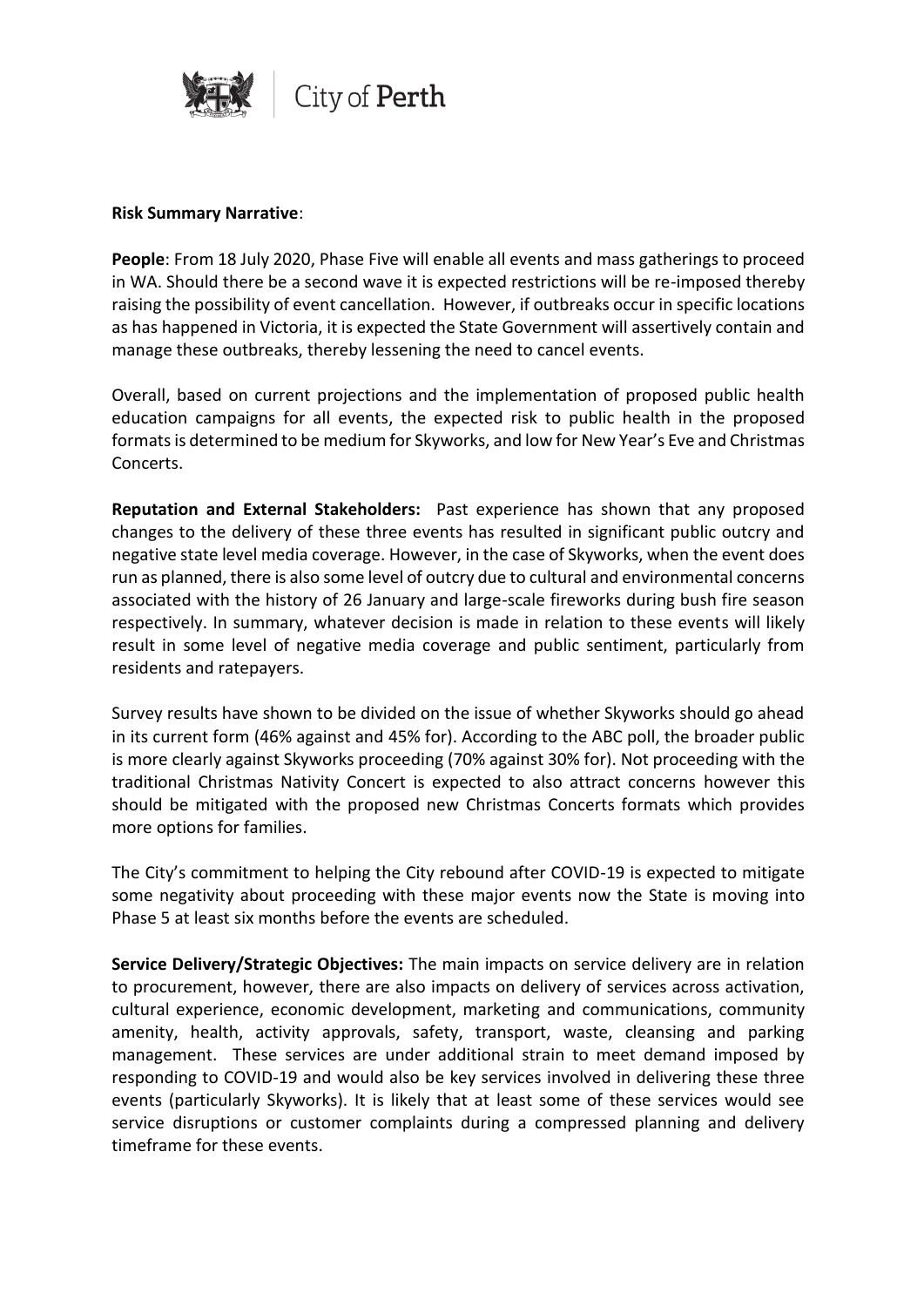**Risk Summary Narrative**:

**People**: From 18 July 2020, Phase Five will enable all events and mass gatherings to proceed in WA. Should there be a second wave it is expected restrictions will be re-imposed thereby raising the possibility of event cancellation. However, if outbreaks occur in specific locations as has happened in Victoria, it is expected the State Government will assertively contain and manage these outbreaks, thereby lessening the need to cancel events.

Overall, based on current projections and the implementation of proposed public health education campaigns for all events, the expected risk to public health in the proposed formats is determined to be medium for Skyworks, and low for New Year's Eve and Christmas Concerts.

**Reputation and External Stakeholders:** Past experience has shown that any proposed changes to the delivery of these three events has resulted in significant public outcry and negative state level media coverage. However, in the case of Skyworks, when the event does run as planned, there is also some level of outcry due to cultural and environmental concerns associated with the history of 26 January and large-scale fireworks during bush fire season respectively. In summary, whatever decision is made in relation to these events will likely result in some level of negative media coverage and public sentiment, particularly from residents and ratepayers.

Survey results have shown to be divided on the issue of whether Skyworks should go ahead in its current form (46% against and 45% for). According to the ABC poll, the broader public is more clearly against Skyworks proceeding (70% against 30% for). Not proceeding with the traditional Christmas Nativity Concert is expected to also attract concerns however this should be mitigated with the proposed new Christmas Concerts formats which provides more options for families.

The City's commitment to helping the City rebound after COVID-19 is expected to mitigate some negativity about proceeding with these major events now the State is moving into Phase 5 at least six months before the events are scheduled.

**Service Delivery/Strategic Objectives:** The main impacts on service delivery are in relation to procurement, however, there are also impacts on delivery of services across activation, cultural experience, economic development, marketing and communications, community amenity, health, activity approvals, safety, transport, waste, cleansing and parking management. These services are under additional strain to meet demand imposed by responding to COVID-19 and would also be key services involved in delivering these three events (particularly Skyworks). It is likely that at least some of these services would see service disruptions or customer complaints during a compressed planning and delivery timeframe for these events.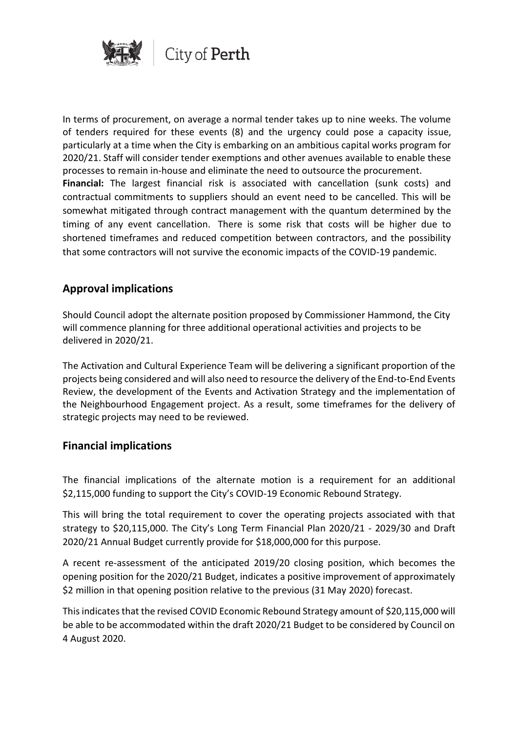In terms of procurement, on average a normal tender takes up to nine weeks. The volume of tenders required for these events (8) and the urgency could pose a capacity issue, particularly at a time when the City is embarking on an ambitious capital works program for 2020/21. Staff will consider tender exemptions and other avenues available to enable these processes to remain in-house and eliminate the need to outsource the procurement.

**Financial:** The largest financial risk is associated with cancellation (sunk costs) and contractual commitments to suppliers should an event need to be cancelled. This will be somewhat mitigated through contract management with the quantum determined by the timing of any event cancellation. There is some risk that costs will be higher due to shortened timeframes and reduced competition between contractors, and the possibility that some contractors will not survive the economic impacts of the COVID-19 pandemic.

## Approval implications

Should Council adopt the alternate position proposed by Commissioner Hammond, the City will commence planning for three additional operational activities and projects to be delivered in 2020/21.

The Activation and Cultural Experience Team will be delivering a significant proportion of the projects being considered and will also need to resource the delivery of the End-to-End Events Review, the development of the Events and Activation Strategy and the implementation of the Neighbourhood Engagement project. As a result, some timeframes for the delivery of strategic projects may need to be reviewed.

## Financial implications

The financial implications of the alternate motion is a requirement for an additional $2,115,000 funding to support the City's COVID-19 Economic Rebound Strategy.

This will bring the total requirement to cover the operating projects associated with that strategy to $20,115,000. The City's Long Term Financial Plan 2020/21 - 2029/30 and Draft 2020/21 Annual Budget currently provide for $18,000,000 for this purpose.

A recent re-assessment of the anticipated 2019/20 closing position, which becomes the opening position for the 2020/21 Budget, indicates a positive improvement of approximately $2 million in that opening position relative to the previous (31 May 2020) forecast.

This indicates that the revised COVID Economic Rebound Strategy amount of $20,115,000 will be able to be accommodated within the draft 2020/21 Budget to be considered by Council on 4 August 2020.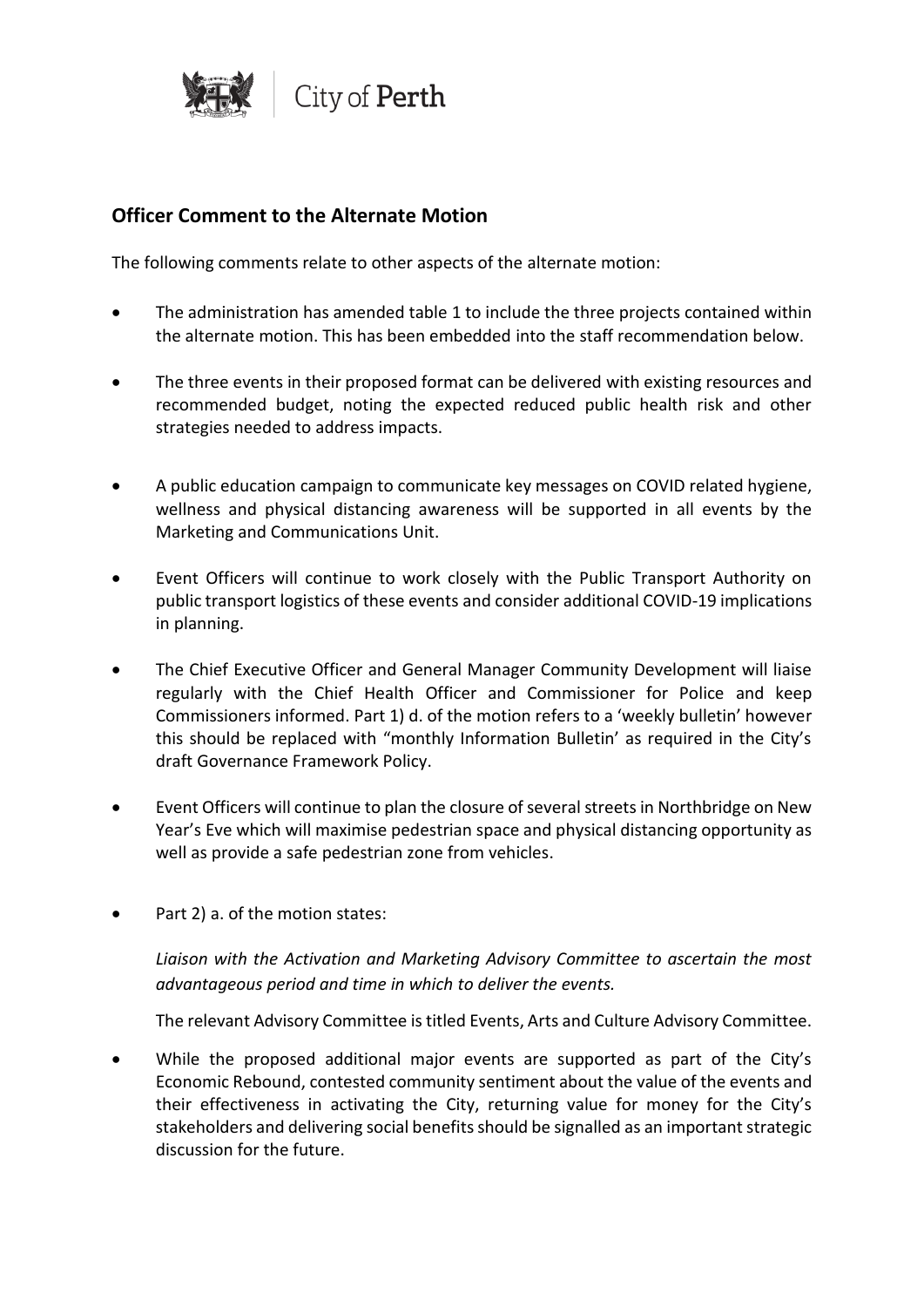## Officer Comment to the Alternate Motion

The following comments relate to other aspects of the alternate motion:

- The administration has amended table 1 to include the three projects contained within the alternate motion. This has been embedded into the staff recommendation below.
- The three events in their proposed format can be delivered with existing resources and recommended budget, noting the expected reduced public health risk and other strategies needed to address impacts.
- A public education campaign to communicate key messages on COVID related hygiene, wellness and physical distancing awareness will be supported in all events by the Marketing and Communications Unit.
- Event Officers will continue to work closely with the Public Transport Authority on public transport logistics of these events and consider additional COVID-19 implications in planning.
- The Chief Executive Officer and General Manager Community Development will liaise regularly with the Chief Health Officer and Commissioner for Police and keep Commissioners informed. Part 1) d. of the motion refers to a 'weekly bulletin' however this should be replaced with "monthly Information Bulletin' as required in the City's draft Governance Framework Policy.
- Event Officers will continue to plan the closure of several streets in Northbridge on New Year's Eve which will maximise pedestrian space and physical distancing opportunity as well as provide a safe pedestrian zone from vehicles.
- Part 2) a. of the motion states:

  *Liaison with the Activation and Marketing Advisory Committee to ascertain the most advantageous period and time in which to deliver the events.*

  The relevant Advisory Committee is titled Events, Arts and Culture Advisory Committee.

- While the proposed additional major events are supported as part of the City's Economic Rebound, contested community sentiment about the value of the events and their effectiveness in activating the City, returning value for money for the City's stakeholders and delivering social benefits should be signalled as an important strategic discussion for the future.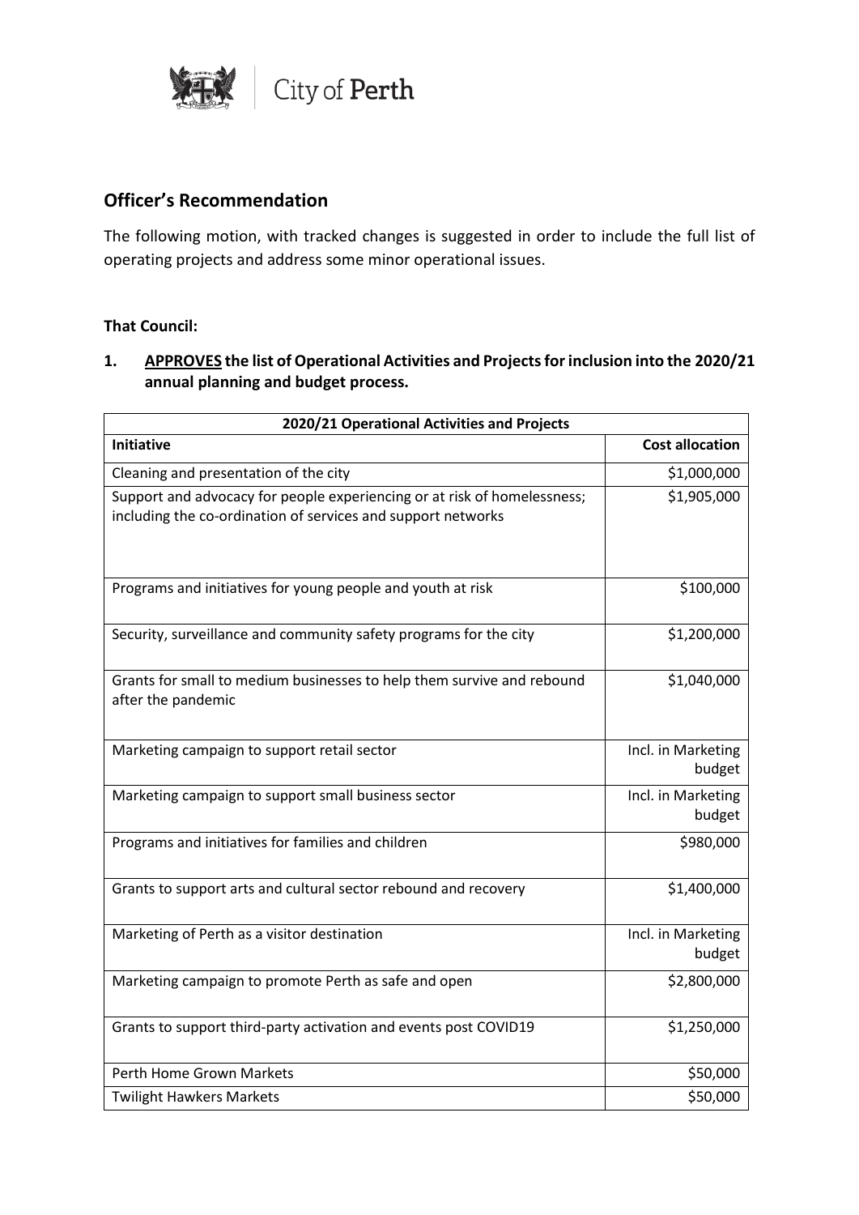## Officer's Recommendation

The following motion, with tracked changes is suggested in order to include the full list of operating projects and address some minor operational issues.

**That Council:**

1. **APPROVES the list of Operational Activities and Projects for inclusion into the 2020/21 annual planning and budget process.**

| 2020/21 Operational Activities and Projects | |
|---|---|
| **Initiative** | **Cost allocation** |
| Cleaning and presentation of the city | $1,000,000 |
| Support and advocacy for people experiencing or at risk of homelessness; including the co-ordination of services and support networks | $1,905,000 |
| Programs and initiatives for young people and youth at risk | $100,000 |
| Security, surveillance and community safety programs for the city | $1,200,000 |
| Grants for small to medium businesses to help them survive and rebound after the pandemic | $1,040,000 |
| Marketing campaign to support retail sector | Incl. in Marketing budget |
| Marketing campaign to support small business sector | Incl. in Marketing budget |
| Programs and initiatives for families and children | $980,000 |
| Grants to support arts and cultural sector rebound and recovery | $1,400,000 |
| Marketing of Perth as a visitor destination | Incl. in Marketing budget |
| Marketing campaign to promote Perth as safe and open | $2,800,000 |
| Grants to support third-party activation and events post COVID19 | $1,250,000 |
| Perth Home Grown Markets | $50,000 |
| Twilight Hawkers Markets | $50,000 |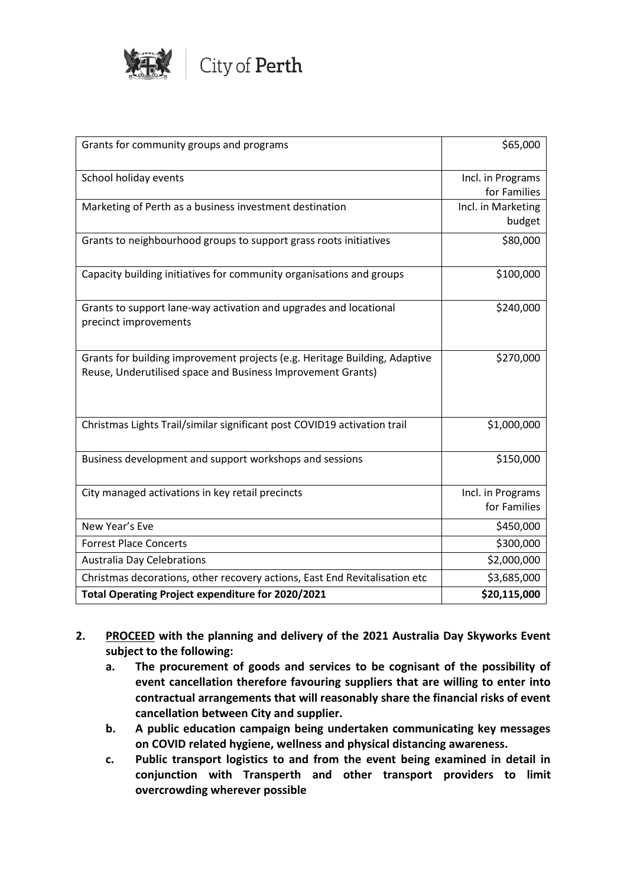| | |
|---|---|
| Grants for community groups and programs | $65,000 |
| School holiday events | Incl. in Programs for Families |
| Marketing of Perth as a business investment destination | Incl. in Marketing budget |
| Grants to neighbourhood groups to support grass roots initiatives | $80,000 |
| Capacity building initiatives for community organisations and groups | $100,000 |
| Grants to support lane-way activation and upgrades and locational precinct improvements | $240,000 |
| Grants for building improvement projects (e.g. Heritage Building, Adaptive Reuse, Underutilised space and Business Improvement Grants) | $270,000 |
| Christmas Lights Trail/similar significant post COVID19 activation trail | $1,000,000 |
| Business development and support workshops and sessions | $150,000 |
| City managed activations in key retail precincts | Incl. in Programs for Families |
| New Year's Eve | $450,000 |
| Forrest Place Concerts | $300,000 |
| Australia Day Celebrations | $2,000,000 |
| Christmas decorations, other recovery actions, East End Revitalisation etc | $3,685,000 |
| **Total Operating Project expenditure for 2020/2021** | **$20,115,000** |

2. **PROCEED with the planning and delivery of the 2021 Australia Day Skyworks Event subject to the following:**
    a. **The procurement of goods and services to be cognisant of the possibility of event cancellation therefore favouring suppliers that are willing to enter into contractual arrangements that will reasonably share the financial risks of event cancellation between City and supplier.**
    b. **A public education campaign being undertaken communicating key messages on COVID related hygiene, wellness and physical distancing awareness.**
    c. **Public transport logistics to and from the event being examined in detail in conjunction with Transperth and other transport providers to limit overcrowding wherever possible**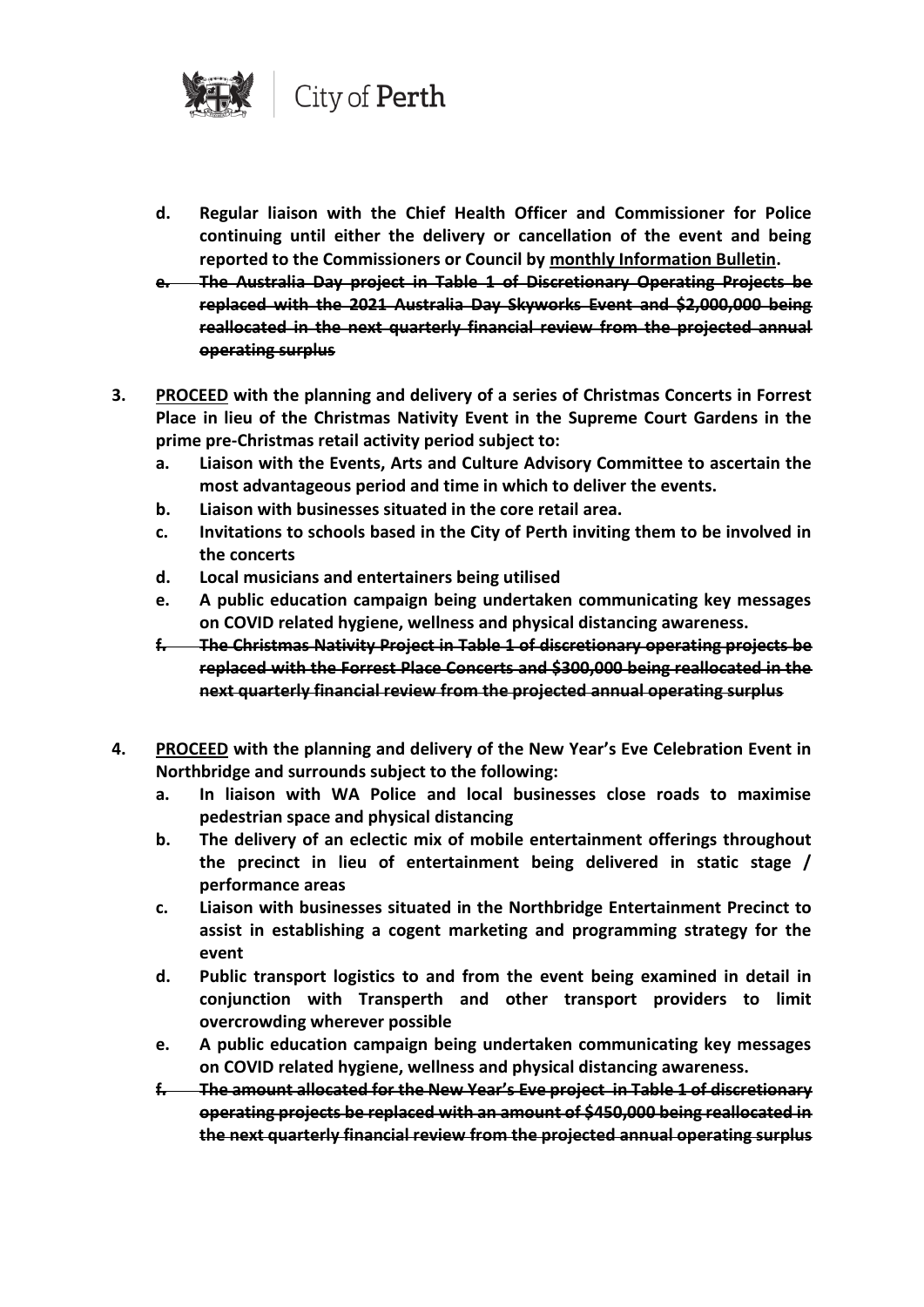- **d.** **Regular liaison with the Chief Health Officer and Commissioner for Police continuing until either the delivery or cancellation of the event and being reported to the Commissioners or Council by <u>monthly Information Bulletin</u>.**
- ~~**e.** **The Australia Day project in Table 1 of Discretionary Operating Projects be replaced with the 2021 Australia Day Skyworks Event and $2,000,000 being reallocated in the next quarterly financial review from the projected annual operating surplus**~~

**3.** **<u>PROCEED</u> with the planning and delivery of a series of Christmas Concerts in Forrest Place in lieu of the Christmas Nativity Event in the Supreme Court Gardens in the prime pre-Christmas retail activity period subject to:**

- **a.** **Liaison with the Events, Arts and Culture Advisory Committee to ascertain the most advantageous period and time in which to deliver the events.**
- **b.** **Liaison with businesses situated in the core retail area.**
- **c.** **Invitations to schools based in the City of Perth inviting them to be involved in the concerts**
- **d.** **Local musicians and entertainers being utilised**
- **e.** **A public education campaign being undertaken communicating key messages on COVID related hygiene, wellness and physical distancing awareness.**
- ~~**f.** **The Christmas Nativity Project in Table 1 of discretionary operating projects be replaced with the Forrest Place Concerts and $300,000 being reallocated in the next quarterly financial review from the projected annual operating surplus**~~

**4.** **<u>PROCEED</u> with the planning and delivery of the New Year's Eve Celebration Event in Northbridge and surrounds subject to the following:**

- **a.** **In liaison with WA Police and local businesses close roads to maximise pedestrian space and physical distancing**
- **b.** **The delivery of an eclectic mix of mobile entertainment offerings throughout the precinct in lieu of entertainment being delivered in static stage / performance areas**
- **c.** **Liaison with businesses situated in the Northbridge Entertainment Precinct to assist in establishing a cogent marketing and programming strategy for the event**
- **d.** **Public transport logistics to and from the event being examined in detail in conjunction with Transperth and other transport providers to limit overcrowding wherever possible**
- **e.** **A public education campaign being undertaken communicating key messages on COVID related hygiene, wellness and physical distancing awareness.**
- ~~**f.** **The amount allocated for the New Year's Eve project in Table 1 of discretionary operating projects be replaced with an amount of $450,000 being reallocated in the next quarterly financial review from the projected annual operating surplus**~~